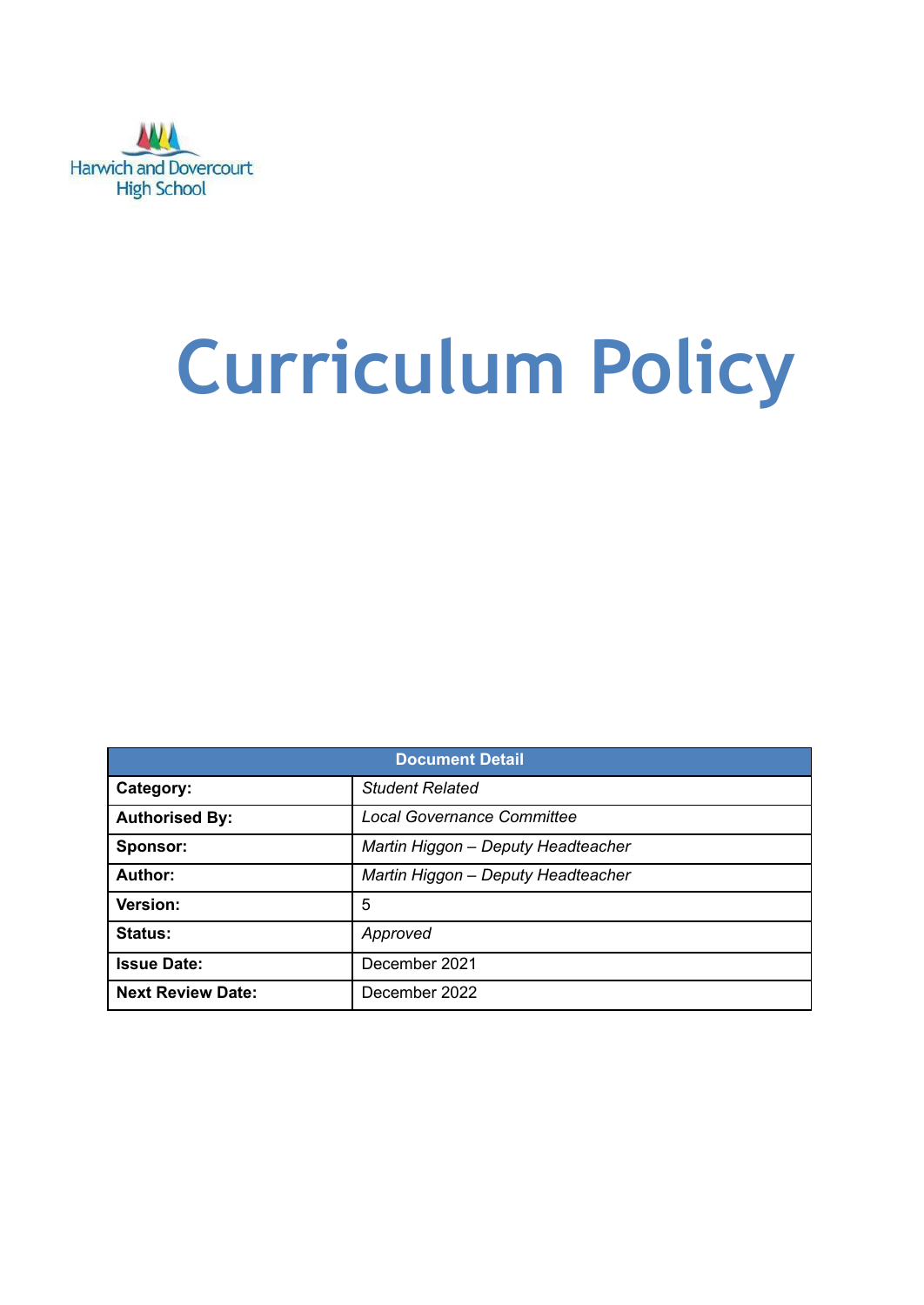Harwich and Dovercourt High School

# Curriculum Policy

| Document Detail | |
|---|---|
| **Category:** | *Student Related* |
| **Authorised By:** | *Local Governance Committee* |
| **Sponsor:** | *Martin Higgon – Deputy Headteacher* |
| **Author:** | *Martin Higgon – Deputy Headteacher* |
| **Version:** | 5 |
| **Status:** | *Approved* |
| **Issue Date:** | December 2021 |
| **Next Review Date:** | December 2022 |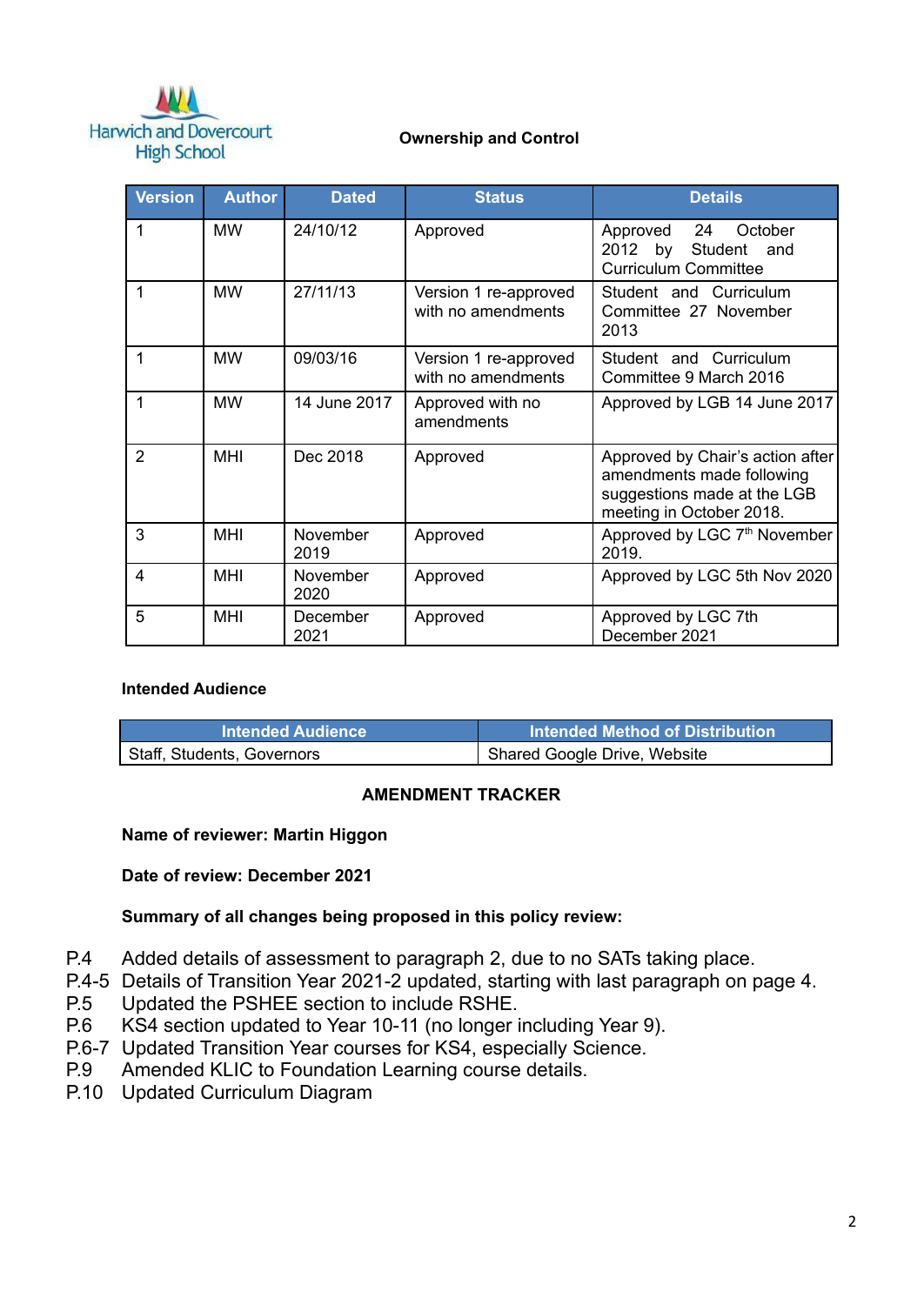Harwich and Dovercourt High School

**Ownership and Control**

| Version | Author | Dated | Status | Details |
|---|---|---|---|---|
| 1 | MW | 24/10/12 | Approved | Approved 24 October 2012 by Student and Curriculum Committee |
| 1 | MW | 27/11/13 | Version 1 re-approved with no amendments | Student and Curriculum Committee 27 November 2013 |
| 1 | MW | 09/03/16 | Version 1 re-approved with no amendments | Student and Curriculum Committee 9 March 2016 |
| 1 | MW | 14 June 2017 | Approved with no amendments | Approved by LGB 14 June 2017 |
| 2 | MHI | Dec 2018 | Approved | Approved by Chair's action after amendments made following suggestions made at the LGB meeting in October 2018. |
| 3 | MHI | November 2019 | Approved | Approved by LGC 7th November 2019. |
| 4 | MHI | November 2020 | Approved | Approved by LGC 5th Nov 2020 |
| 5 | MHI | December 2021 | Approved | Approved by LGC 7th December 2021 |

**Intended Audience**

| Intended Audience | Intended Method of Distribution |
|---|---|
| Staff, Students, Governors | Shared Google Drive, Website |

**AMENDMENT TRACKER**

**Name of reviewer: Martin Higgon**

**Date of review: December 2021**

**Summary of all changes being proposed in this policy review:**

P.4 Added details of assessment to paragraph 2, due to no SATs taking place.
P.4-5 Details of Transition Year 2021-2 updated, starting with last paragraph on page 4.
P.5 Updated the PSHEE section to include RSHE.
P.6 KS4 section updated to Year 10-11 (no longer including Year 9).
P.6-7 Updated Transition Year courses for KS4, especially Science.
P.9 Amended KLIC to Foundation Learning course details.
P.10 Updated Curriculum Diagram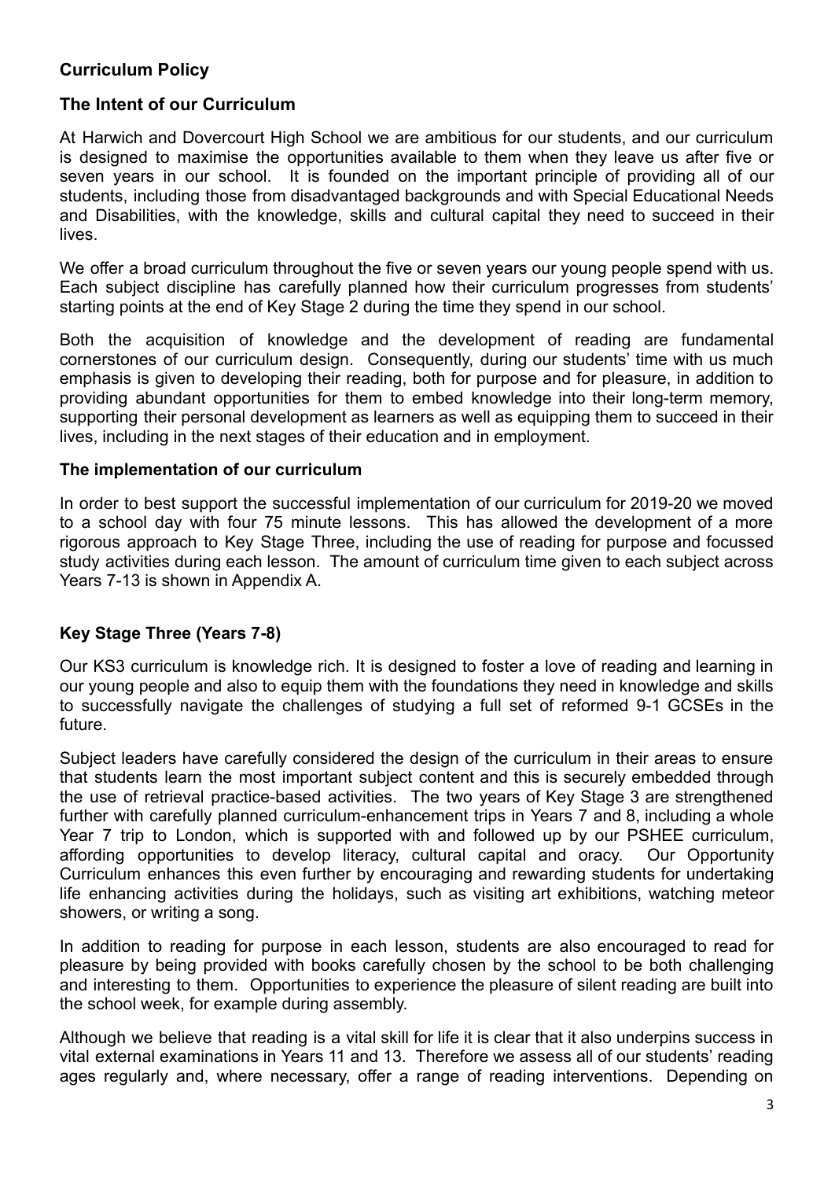## Curriculum Policy

### The Intent of our Curriculum

At Harwich and Dovercourt High School we are ambitious for our students, and our curriculum is designed to maximise the opportunities available to them when they leave us after five or seven years in our school. It is founded on the important principle of providing all of our students, including those from disadvantaged backgrounds and with Special Educational Needs and Disabilities, with the knowledge, skills and cultural capital they need to succeed in their lives.

We offer a broad curriculum throughout the five or seven years our young people spend with us. Each subject discipline has carefully planned how their curriculum progresses from students' starting points at the end of Key Stage 2 during the time they spend in our school.

Both the acquisition of knowledge and the development of reading are fundamental cornerstones of our curriculum design. Consequently, during our students' time with us much emphasis is given to developing their reading, both for purpose and for pleasure, in addition to providing abundant opportunities for them to embed knowledge into their long-term memory, supporting their personal development as learners as well as equipping them to succeed in their lives, including in the next stages of their education and in employment.

### The implementation of our curriculum

In order to best support the successful implementation of our curriculum for 2019-20 we moved to a school day with four 75 minute lessons. This has allowed the development of a more rigorous approach to Key Stage Three, including the use of reading for purpose and focussed study activities during each lesson. The amount of curriculum time given to each subject across Years 7-13 is shown in Appendix A.

### Key Stage Three (Years 7-8)

Our KS3 curriculum is knowledge rich. It is designed to foster a love of reading and learning in our young people and also to equip them with the foundations they need in knowledge and skills to successfully navigate the challenges of studying a full set of reformed 9-1 GCSEs in the future.

Subject leaders have carefully considered the design of the curriculum in their areas to ensure that students learn the most important subject content and this is securely embedded through the use of retrieval practice-based activities. The two years of Key Stage 3 are strengthened further with carefully planned curriculum-enhancement trips in Years 7 and 8, including a whole Year 7 trip to London, which is supported with and followed up by our PSHEE curriculum, affording opportunities to develop literacy, cultural capital and oracy. Our Opportunity Curriculum enhances this even further by encouraging and rewarding students for undertaking life enhancing activities during the holidays, such as visiting art exhibitions, watching meteor showers, or writing a song.

In addition to reading for purpose in each lesson, students are also encouraged to read for pleasure by being provided with books carefully chosen by the school to be both challenging and interesting to them. Opportunities to experience the pleasure of silent reading are built into the school week, for example during assembly.

Although we believe that reading is a vital skill for life it is clear that it also underpins success in vital external examinations in Years 11 and 13. Therefore we assess all of our students' reading ages regularly and, where necessary, offer a range of reading interventions. Depending on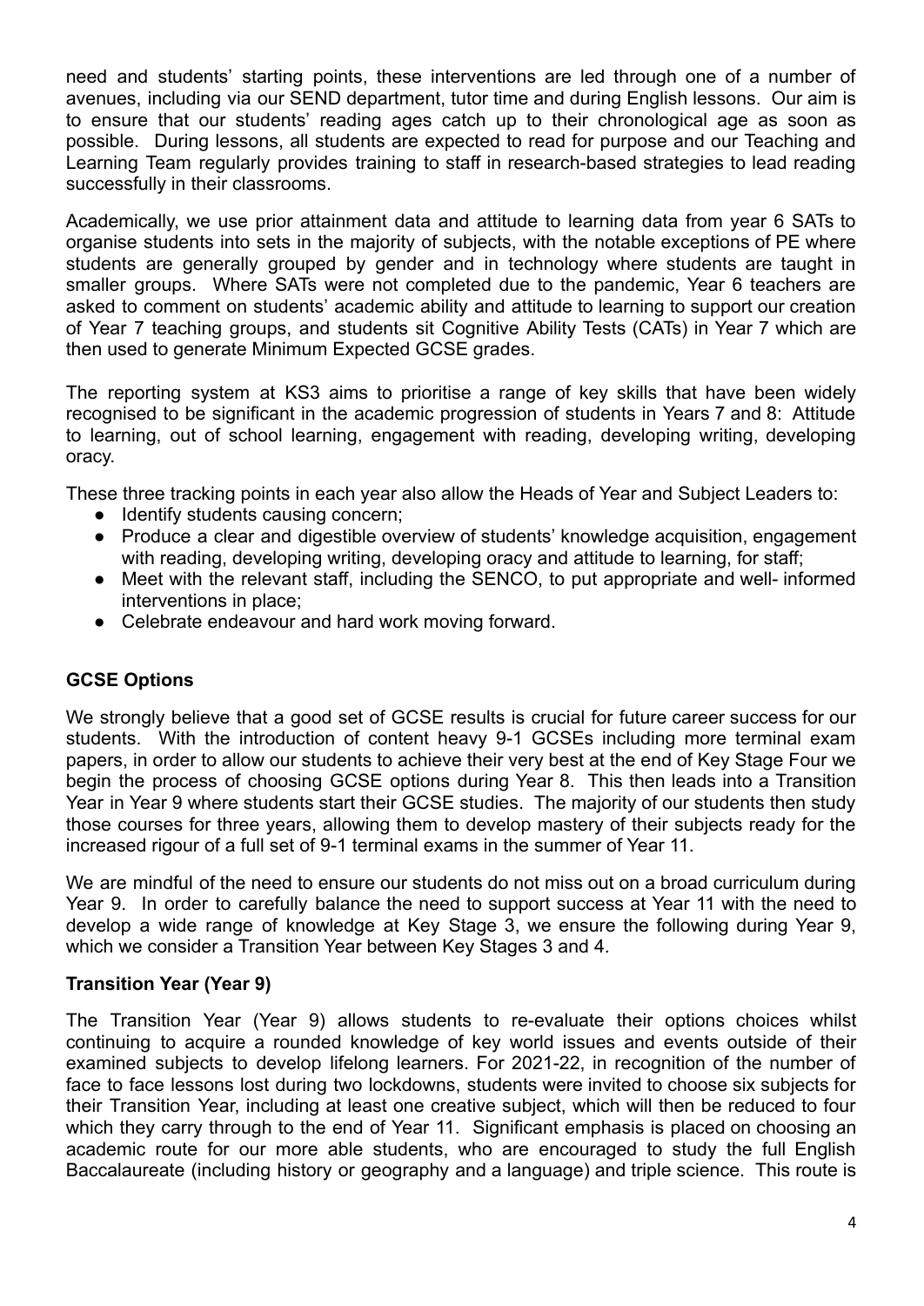need and students' starting points, these interventions are led through one of a number of avenues, including via our SEND department, tutor time and during English lessons. Our aim is to ensure that our students' reading ages catch up to their chronological age as soon as possible. During lessons, all students are expected to read for purpose and our Teaching and Learning Team regularly provides training to staff in research-based strategies to lead reading successfully in their classrooms.

Academically, we use prior attainment data and attitude to learning data from year 6 SATs to organise students into sets in the majority of subjects, with the notable exceptions of PE where students are generally grouped by gender and in technology where students are taught in smaller groups. Where SATs were not completed due to the pandemic, Year 6 teachers are asked to comment on students' academic ability and attitude to learning to support our creation of Year 7 teaching groups, and students sit Cognitive Ability Tests (CATs) in Year 7 which are then used to generate Minimum Expected GCSE grades.

The reporting system at KS3 aims to prioritise a range of key skills that have been widely recognised to be significant in the academic progression of students in Years 7 and 8: Attitude to learning, out of school learning, engagement with reading, developing writing, developing oracy.

These three tracking points in each year also allow the Heads of Year and Subject Leaders to:

- Identify students causing concern;
- Produce a clear and digestible overview of students' knowledge acquisition, engagement with reading, developing writing, developing oracy and attitude to learning, for staff;
- Meet with the relevant staff, including the SENCO, to put appropriate and well- informed interventions in place;
- Celebrate endeavour and hard work moving forward.

## GCSE Options

We strongly believe that a good set of GCSE results is crucial for future career success for our students. With the introduction of content heavy 9-1 GCSEs including more terminal exam papers, in order to allow our students to achieve their very best at the end of Key Stage Four we begin the process of choosing GCSE options during Year 8. This then leads into a Transition Year in Year 9 where students start their GCSE studies. The majority of our students then study those courses for three years, allowing them to develop mastery of their subjects ready for the increased rigour of a full set of 9-1 terminal exams in the summer of Year 11.

We are mindful of the need to ensure our students do not miss out on a broad curriculum during Year 9. In order to carefully balance the need to support success at Year 11 with the need to develop a wide range of knowledge at Key Stage 3, we ensure the following during Year 9, which we consider a Transition Year between Key Stages 3 and 4.

## Transition Year (Year 9)

The Transition Year (Year 9) allows students to re-evaluate their options choices whilst continuing to acquire a rounded knowledge of key world issues and events outside of their examined subjects to develop lifelong learners. For 2021-22, in recognition of the number of face to face lessons lost during two lockdowns, students were invited to choose six subjects for their Transition Year, including at least one creative subject, which will then be reduced to four which they carry through to the end of Year 11. Significant emphasis is placed on choosing an academic route for our more able students, who are encouraged to study the full English Baccalaureate (including history or geography and a language) and triple science. This route is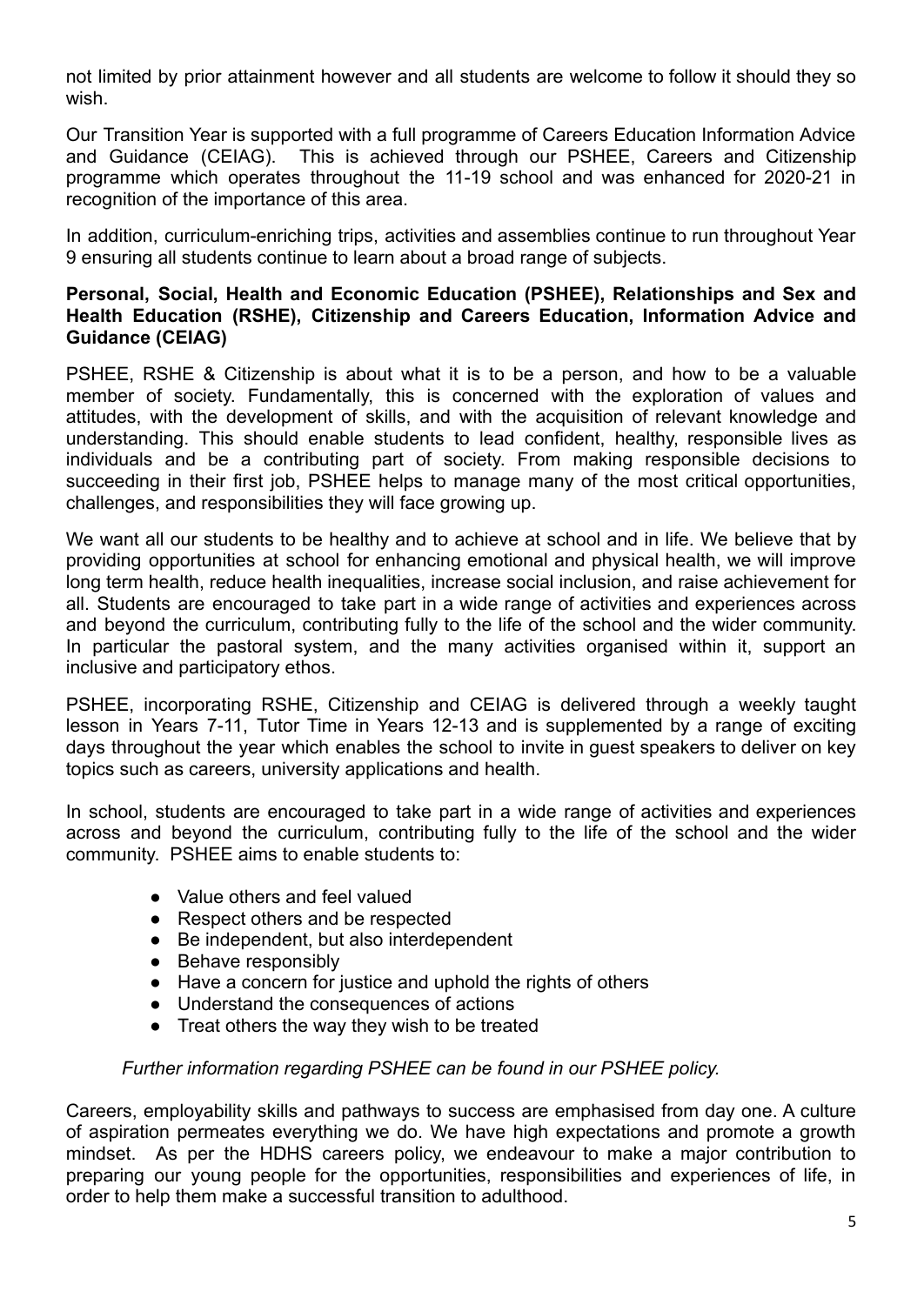not limited by prior attainment however and all students are welcome to follow it should they so wish.

Our Transition Year is supported with a full programme of Careers Education Information Advice and Guidance (CEIAG). This is achieved through our PSHEE, Careers and Citizenship programme which operates throughout the 11-19 school and was enhanced for 2020-21 in recognition of the importance of this area.

In addition, curriculum-enriching trips, activities and assemblies continue to run throughout Year 9 ensuring all students continue to learn about a broad range of subjects.

**Personal, Social, Health and Economic Education (PSHEE), Relationships and Sex and Health Education (RSHE), Citizenship and Careers Education, Information Advice and Guidance (CEIAG)**

PSHEE, RSHE & Citizenship is about what it is to be a person, and how to be a valuable member of society. Fundamentally, this is concerned with the exploration of values and attitudes, with the development of skills, and with the acquisition of relevant knowledge and understanding. This should enable students to lead confident, healthy, responsible lives as individuals and be a contributing part of society. From making responsible decisions to succeeding in their first job, PSHEE helps to manage many of the most critical opportunities, challenges, and responsibilities they will face growing up.

We want all our students to be healthy and to achieve at school and in life. We believe that by providing opportunities at school for enhancing emotional and physical health, we will improve long term health, reduce health inequalities, increase social inclusion, and raise achievement for all. Students are encouraged to take part in a wide range of activities and experiences across and beyond the curriculum, contributing fully to the life of the school and the wider community. In particular the pastoral system, and the many activities organised within it, support an inclusive and participatory ethos.

PSHEE, incorporating RSHE, Citizenship and CEIAG is delivered through a weekly taught lesson in Years 7-11, Tutor Time in Years 12-13 and is supplemented by a range of exciting days throughout the year which enables the school to invite in guest speakers to deliver on key topics such as careers, university applications and health.

In school, students are encouraged to take part in a wide range of activities and experiences across and beyond the curriculum, contributing fully to the life of the school and the wider community. PSHEE aims to enable students to:

- Value others and feel valued
- Respect others and be respected
- Be independent, but also interdependent
- Behave responsibly
- Have a concern for justice and uphold the rights of others
- Understand the consequences of actions
- Treat others the way they wish to be treated

*Further information regarding PSHEE can be found in our PSHEE policy.*

Careers, employability skills and pathways to success are emphasised from day one. A culture of aspiration permeates everything we do. We have high expectations and promote a growth mindset. As per the HDHS careers policy, we endeavour to make a major contribution to preparing our young people for the opportunities, responsibilities and experiences of life, in order to help them make a successful transition to adulthood.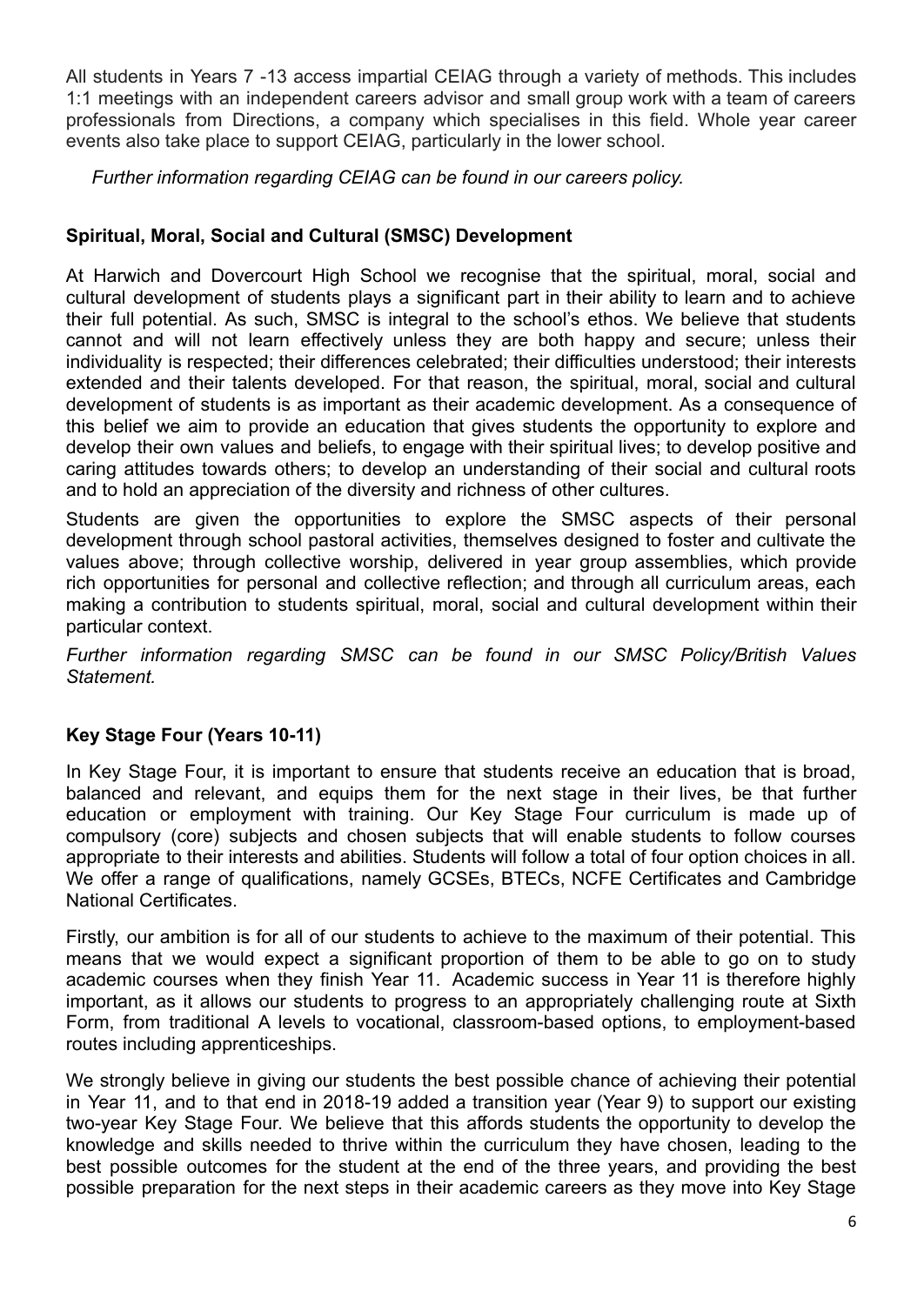All students in Years 7 -13 access impartial CEIAG through a variety of methods. This includes 1:1 meetings with an independent careers advisor and small group work with a team of careers professionals from Directions, a company which specialises in this field. Whole year career events also take place to support CEIAG, particularly in the lower school.

*Further information regarding CEIAG can be found in our careers policy.*

## Spiritual, Moral, Social and Cultural (SMSC) Development

At Harwich and Dovercourt High School we recognise that the spiritual, moral, social and cultural development of students plays a significant part in their ability to learn and to achieve their full potential. As such, SMSC is integral to the school's ethos. We believe that students cannot and will not learn effectively unless they are both happy and secure; unless their individuality is respected; their differences celebrated; their difficulties understood; their interests extended and their talents developed. For that reason, the spiritual, moral, social and cultural development of students is as important as their academic development. As a consequence of this belief we aim to provide an education that gives students the opportunity to explore and develop their own values and beliefs, to engage with their spiritual lives; to develop positive and caring attitudes towards others; to develop an understanding of their social and cultural roots and to hold an appreciation of the diversity and richness of other cultures.

Students are given the opportunities to explore the SMSC aspects of their personal development through school pastoral activities, themselves designed to foster and cultivate the values above; through collective worship, delivered in year group assemblies, which provide rich opportunities for personal and collective reflection; and through all curriculum areas, each making a contribution to students spiritual, moral, social and cultural development within their particular context.

*Further information regarding SMSC can be found in our SMSC Policy/British Values Statement.*

## Key Stage Four (Years 10-11)

In Key Stage Four, it is important to ensure that students receive an education that is broad, balanced and relevant, and equips them for the next stage in their lives, be that further education or employment with training. Our Key Stage Four curriculum is made up of compulsory (core) subjects and chosen subjects that will enable students to follow courses appropriate to their interests and abilities. Students will follow a total of four option choices in all. We offer a range of qualifications, namely GCSEs, BTECs, NCFE Certificates and Cambridge National Certificates.

Firstly, our ambition is for all of our students to achieve to the maximum of their potential. This means that we would expect a significant proportion of them to be able to go on to study academic courses when they finish Year 11. Academic success in Year 11 is therefore highly important, as it allows our students to progress to an appropriately challenging route at Sixth Form, from traditional A levels to vocational, classroom-based options, to employment-based routes including apprenticeships.

We strongly believe in giving our students the best possible chance of achieving their potential in Year 11, and to that end in 2018-19 added a transition year (Year 9) to support our existing two-year Key Stage Four. We believe that this affords students the opportunity to develop the knowledge and skills needed to thrive within the curriculum they have chosen, leading to the best possible outcomes for the student at the end of the three years, and providing the best possible preparation for the next steps in their academic careers as they move into Key Stage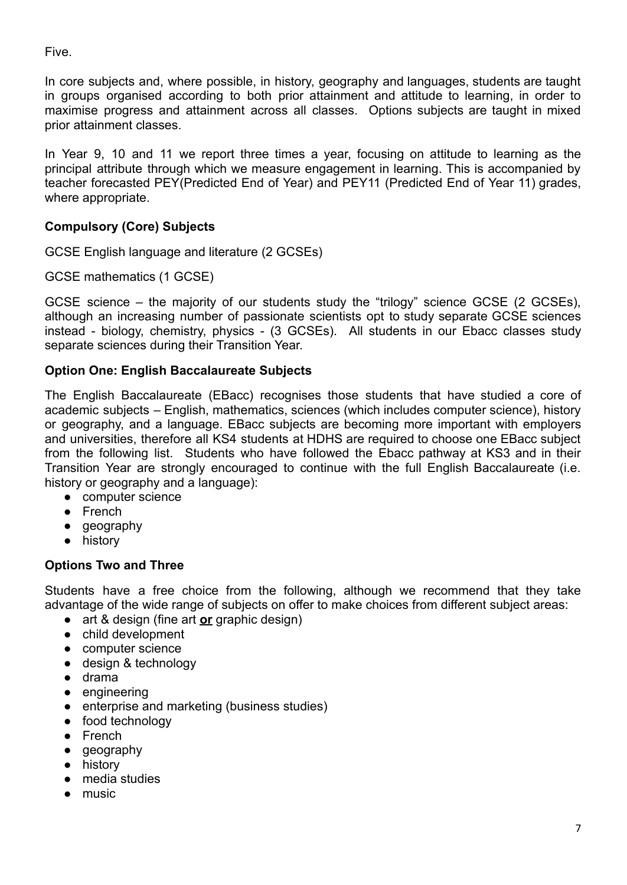Five.

In core subjects and, where possible, in history, geography and languages, students are taught in groups organised according to both prior attainment and attitude to learning, in order to maximise progress and attainment across all classes. Options subjects are taught in mixed prior attainment classes.

In Year 9, 10 and 11 we report three times a year, focusing on attitude to learning as the principal attribute through which we measure engagement in learning. This is accompanied by teacher forecasted PEY(Predicted End of Year) and PEY11 (Predicted End of Year 11) grades, where appropriate.

**Compulsory (Core) Subjects**

GCSE English language and literature (2 GCSEs)

GCSE mathematics (1 GCSE)

GCSE science – the majority of our students study the "trilogy" science GCSE (2 GCSEs), although an increasing number of passionate scientists opt to study separate GCSE sciences instead - biology, chemistry, physics - (3 GCSEs). All students in our Ebacc classes study separate sciences during their Transition Year.

**Option One: English Baccalaureate Subjects**

The English Baccalaureate (EBacc) recognises those students that have studied a core of academic subjects – English, mathematics, sciences (which includes computer science), history or geography, and a language. EBacc subjects are becoming more important with employers and universities, therefore all KS4 students at HDHS are required to choose one EBacc subject from the following list. Students who have followed the Ebacc pathway at KS3 and in their Transition Year are strongly encouraged to continue with the full English Baccalaureate (i.e. history or geography and a language):

- computer science
- French
- geography
- history

**Options Two and Three**

Students have a free choice from the following, although we recommend that they take advantage of the wide range of subjects on offer to make choices from different subject areas:

- art & design (fine art **or** graphic design)
- child development
- computer science
- design & technology
- drama
- engineering
- enterprise and marketing (business studies)
- food technology
- French
- geography
- history
- media studies
- music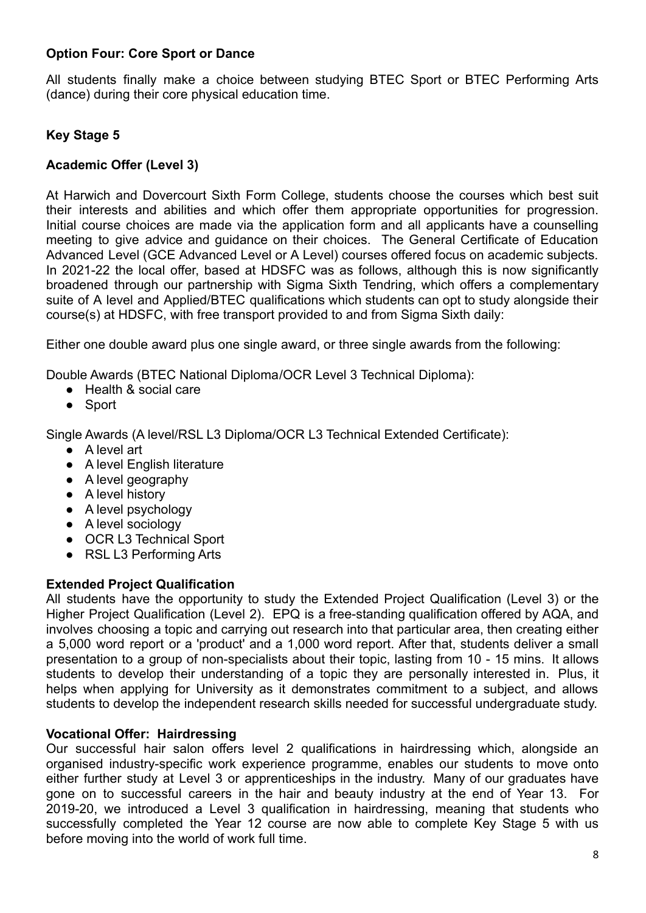**Option Four: Core Sport or Dance**

All students finally make a choice between studying BTEC Sport or BTEC Performing Arts (dance) during their core physical education time.

**Key Stage 5**

**Academic Offer (Level 3)**

At Harwich and Dovercourt Sixth Form College, students choose the courses which best suit their interests and abilities and which offer them appropriate opportunities for progression. Initial course choices are made via the application form and all applicants have a counselling meeting to give advice and guidance on their choices. The General Certificate of Education Advanced Level (GCE Advanced Level or A Level) courses offered focus on academic subjects. In 2021-22 the local offer, based at HDSFC was as follows, although this is now significantly broadened through our partnership with Sigma Sixth Tendring, which offers a complementary suite of A level and Applied/BTEC qualifications which students can opt to study alongside their course(s) at HDSFC, with free transport provided to and from Sigma Sixth daily:

Either one double award plus one single award, or three single awards from the following:

Double Awards (BTEC National Diploma/OCR Level 3 Technical Diploma):

- Health & social care
- Sport

Single Awards (A level/RSL L3 Diploma/OCR L3 Technical Extended Certificate):

- A level art
- A level English literature
- A level geography
- A level history
- A level psychology
- A level sociology
- OCR L3 Technical Sport
- RSL L3 Performing Arts

**Extended Project Qualification**

All students have the opportunity to study the Extended Project Qualification (Level 3) or the Higher Project Qualification (Level 2). EPQ is a free-standing qualification offered by AQA, and involves choosing a topic and carrying out research into that particular area, then creating either a 5,000 word report or a 'product' and a 1,000 word report. After that, students deliver a small presentation to a group of non-specialists about their topic, lasting from 10 - 15 mins. It allows students to develop their understanding of a topic they are personally interested in. Plus, it helps when applying for University as it demonstrates commitment to a subject, and allows students to develop the independent research skills needed for successful undergraduate study.

**Vocational Offer: Hairdressing**

Our successful hair salon offers level 2 qualifications in hairdressing which, alongside an organised industry-specific work experience programme, enables our students to move onto either further study at Level 3 or apprenticeships in the industry. Many of our graduates have gone on to successful careers in the hair and beauty industry at the end of Year 13. For 2019-20, we introduced a Level 3 qualification in hairdressing, meaning that students who successfully completed the Year 12 course are now able to complete Key Stage 5 with us before moving into the world of work full time.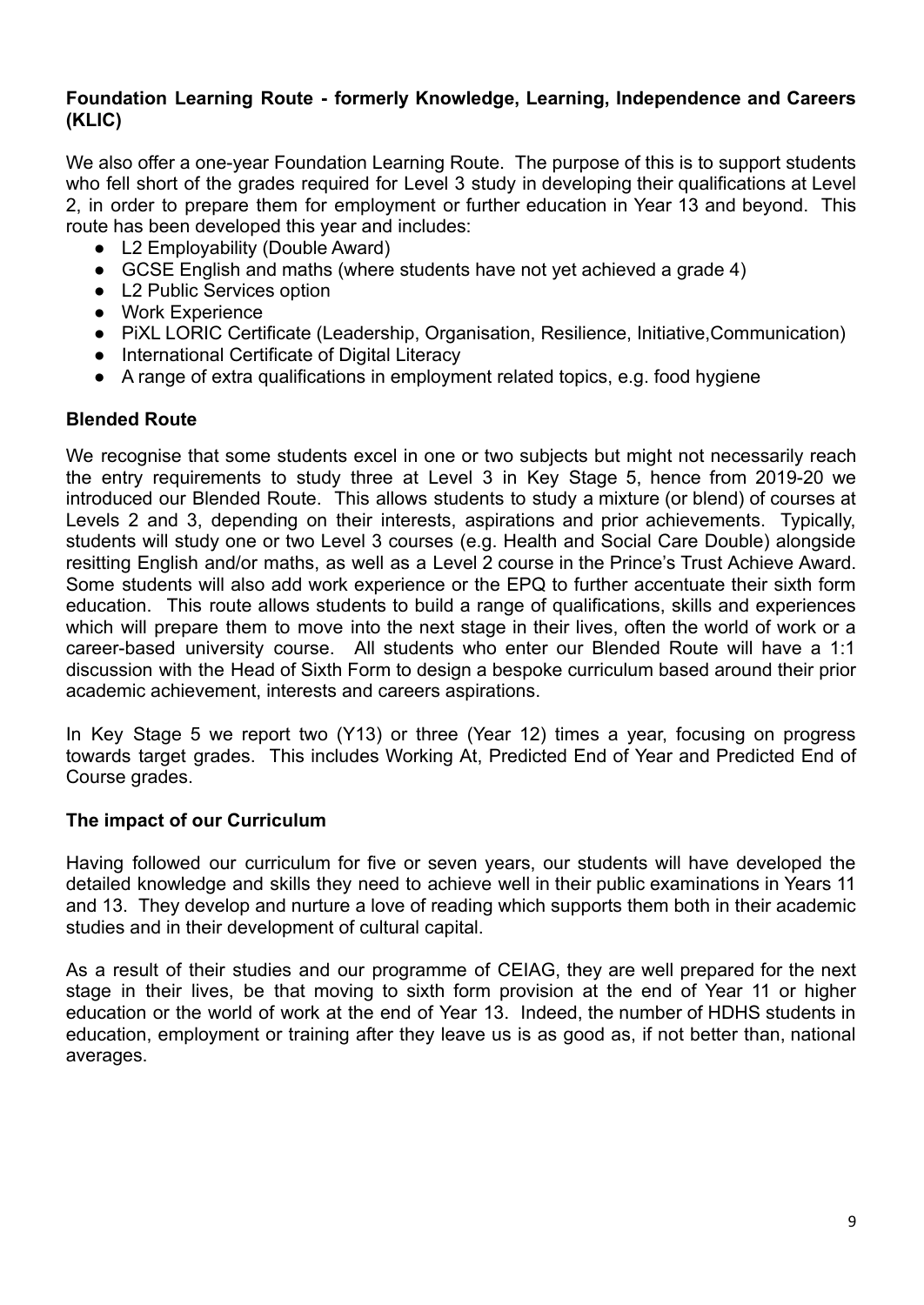**Foundation Learning Route - formerly Knowledge, Learning, Independence and Careers (KLIC)**

We also offer a one-year Foundation Learning Route. The purpose of this is to support students who fell short of the grades required for Level 3 study in developing their qualifications at Level 2, in order to prepare them for employment or further education in Year 13 and beyond. This route has been developed this year and includes:

- L2 Employability (Double Award)
- GCSE English and maths (where students have not yet achieved a grade 4)
- L2 Public Services option
- Work Experience
- PiXL LORIC Certificate (Leadership, Organisation, Resilience, Initiative,Communication)
- International Certificate of Digital Literacy
- A range of extra qualifications in employment related topics, e.g. food hygiene

**Blended Route**

We recognise that some students excel in one or two subjects but might not necessarily reach the entry requirements to study three at Level 3 in Key Stage 5, hence from 2019-20 we introduced our Blended Route. This allows students to study a mixture (or blend) of courses at Levels 2 and 3, depending on their interests, aspirations and prior achievements. Typically, students will study one or two Level 3 courses (e.g. Health and Social Care Double) alongside resitting English and/or maths, as well as a Level 2 course in the Prince's Trust Achieve Award. Some students will also add work experience or the EPQ to further accentuate their sixth form education. This route allows students to build a range of qualifications, skills and experiences which will prepare them to move into the next stage in their lives, often the world of work or a career-based university course. All students who enter our Blended Route will have a 1:1 discussion with the Head of Sixth Form to design a bespoke curriculum based around their prior academic achievement, interests and careers aspirations.

In Key Stage 5 we report two (Y13) or three (Year 12) times a year, focusing on progress towards target grades. This includes Working At, Predicted End of Year and Predicted End of Course grades.

**The impact of our Curriculum**

Having followed our curriculum for five or seven years, our students will have developed the detailed knowledge and skills they need to achieve well in their public examinations in Years 11 and 13. They develop and nurture a love of reading which supports them both in their academic studies and in their development of cultural capital.

As a result of their studies and our programme of CEIAG, they are well prepared for the next stage in their lives, be that moving to sixth form provision at the end of Year 11 or higher education or the world of work at the end of Year 13. Indeed, the number of HDHS students in education, employment or training after they leave us is as good as, if not better than, national averages.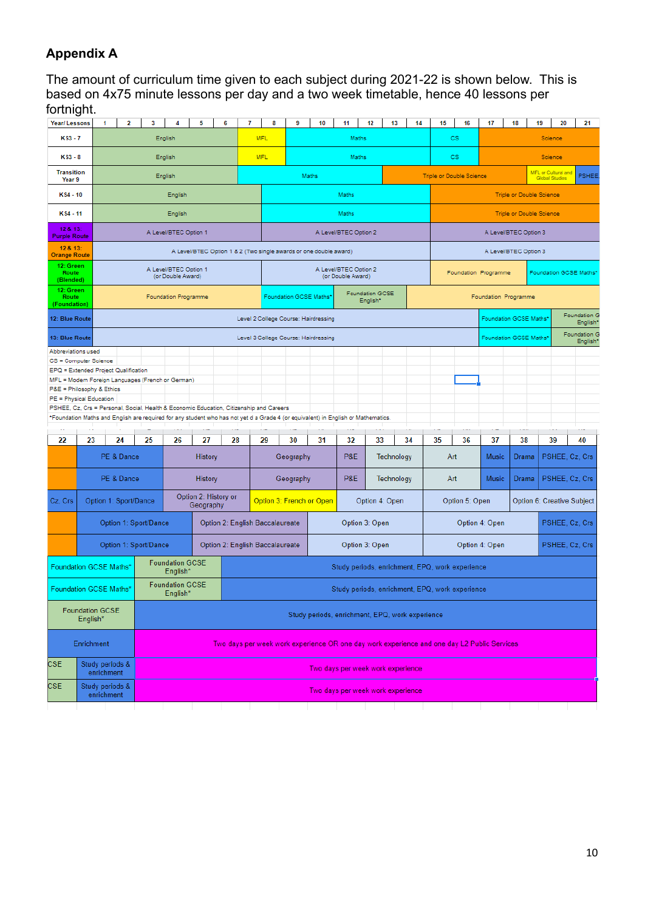## Appendix A

The amount of curriculum time given to each subject during 2021-22 is shown below. This is based on 4x75 minute lessons per day and a two week timetable, hence 40 lessons per fortnight.

| Year/ Lessons | 1 | 2 | 3 | 4 | 5 | 6 | 7 | 8 | 9 | 10 | 11 | 12 | 13 | 14 | 15 | 16 | 17 | 18 | 19 | 20 | 21 |
|---|---|---|---|---|---|---|---|---|---|---|---|---|---|---|---|---|---|---|---|---|---|
| KS3 - 7 | English | | | | | | MFL | | Maths | | | | | | CS | | Science | | | | |
| KS3 - 8 | English | | | | | | MFL | | Maths | | | | | | CS | | Science | | | | |
| Transition Year 9 | English | | | | | | Maths | | | | | | Triple or Double Science | | | | | | MFL or Cultural and Global Studies | | PSHEE |
| KS4 - 10 | English | | | | | | | Maths | | | | | | | Triple or Double Science | | | | | | |
| KS4 - 11 | English | | | | | | | Maths | | | | | | | Triple or Double Science | | | | | | |
| 12 & 13: Purple Route | A Level/BTEC Option 1 | | | | | | | A Level/BTEC Option 2 | | | | | | | A Level/BTEC Option 3 | | | | | | |
| 12 & 13: Orange Route | A Level/BTEC Option 1 & 2 (Two single awards or one double award) | | | | | | | | | | | | | | A Level/BTEC Option 3 | | | | | | |
| 12: Green Route (Blended) | A Level/BTEC Option 1 (or Double Award) | | | | | | | A Level/BTEC Option 2 (or Double Award) | | | | | | | Foundation Programme | | | | Foundation GCSE Maths* | | |
| 12: Green Route (Foundation) | Foundation Programme | | | | | | | Foundation GCSE Maths* | | | Foundation GCSE English* | | | Foundation Programme | | | | | | | |
| 12: Blue Route | Level 2 College Course: Hairdressing | | | | | | | | | | | | | | | | Foundation GCSE Maths* | | | Foundation GCSE English* | |
| 13: Blue Route | Level 3 College Course: Hairdressing | | | | | | | | | | | | | | | | Foundation GCSE Maths* | | | Foundation GCSE English* | |

| Year/ Lessons | 22 | 23 | 24 | 25 | 26 | 27 | 28 | 29 | 30 | 31 | 32 | 33 | 34 | 35 | 36 | 37 | 38 | 39 | 40 |
|---|---|---|---|---|---|---|---|---|---|---|---|---|---|---|---|---|---|---|---|
| KS3 - 7 | Science | PE & Dance | | | History | | | Geography | | | P&E | Technology | | Art | | Music | Drama | PSHEE, Cz, Crs | |
| KS3 - 8 | Science | PE & Dance | | | History | | | Geography | | | P&E | Technology | | Art | | Music | Drama | PSHEE, Cz, Crs | |
| Transition Year 9 | Cz, Crs | Option 1: Sport/Dance | | | Option 2: History or Geography | | | Option 3: French or Open | | | Option 4: Open | | | Option 5: Open | | | Option 6: Creative Subject | | |
| KS4 - 10 | Science | Option 1: Sport/Dance | | | | Option 2: English Baccalaureate | | | | Option 3: Open | | | | Option 4: Open | | | | PSHEE, Cz, Crs | |
| KS4 - 11 | Science | Option 1: Sport/Dance | | | | Option 2: English Baccalaureate | | | | Option 3: Open | | | | Option 4: Open | | | | PSHEE, Cz, Crs | |
| 12 & 13: Purple Route | Foundation GCSE Maths* | | | Foundation GCSE English* | | | Study periods, enrichment, EPQ, work experience | | | | | | | | | | | | |
| 12 & 13: Orange Route | Foundation GCSE Maths* | | | Foundation GCSE English* | | | Study periods, enrichment, EPQ, work experience | | | | | | | | | | | | |
| 12: Green Route (Blended) | Foundation GCSE English* | | | Study periods, enrichment, EPQ, work experience | | | | | | | | | | | | | | | |
| 12: Green Route (Foundation) | Enrichment | | | Two days per week work experience OR one day work experience and one day L2 Public Services | | | | | | | | | | | | | | | |
| 12: Blue Route | GCSE | Study periods & enrichment | | Two days per week work experience | | | | | | | | | | | | | | | |
| 13: Blue Route | GCSE | Study periods & enrichment | | Two days per week work experience | | | | | | | | | | | | | | | |

Abbreviations used

CS = Computer Science

EPQ = Extended Project Qualification

MFL = Modern Foreign Languages (French or German)

P&E = Philosophy & Ethics

PE = Physical Education

PSHEE, Cz, Crs = Personal, Social, Health & Economic Education, Citizenship and Careers

*Foundation Maths and English are required for any student who has not yet d a Grade 4 (or equivalent) in English or Mathematics.